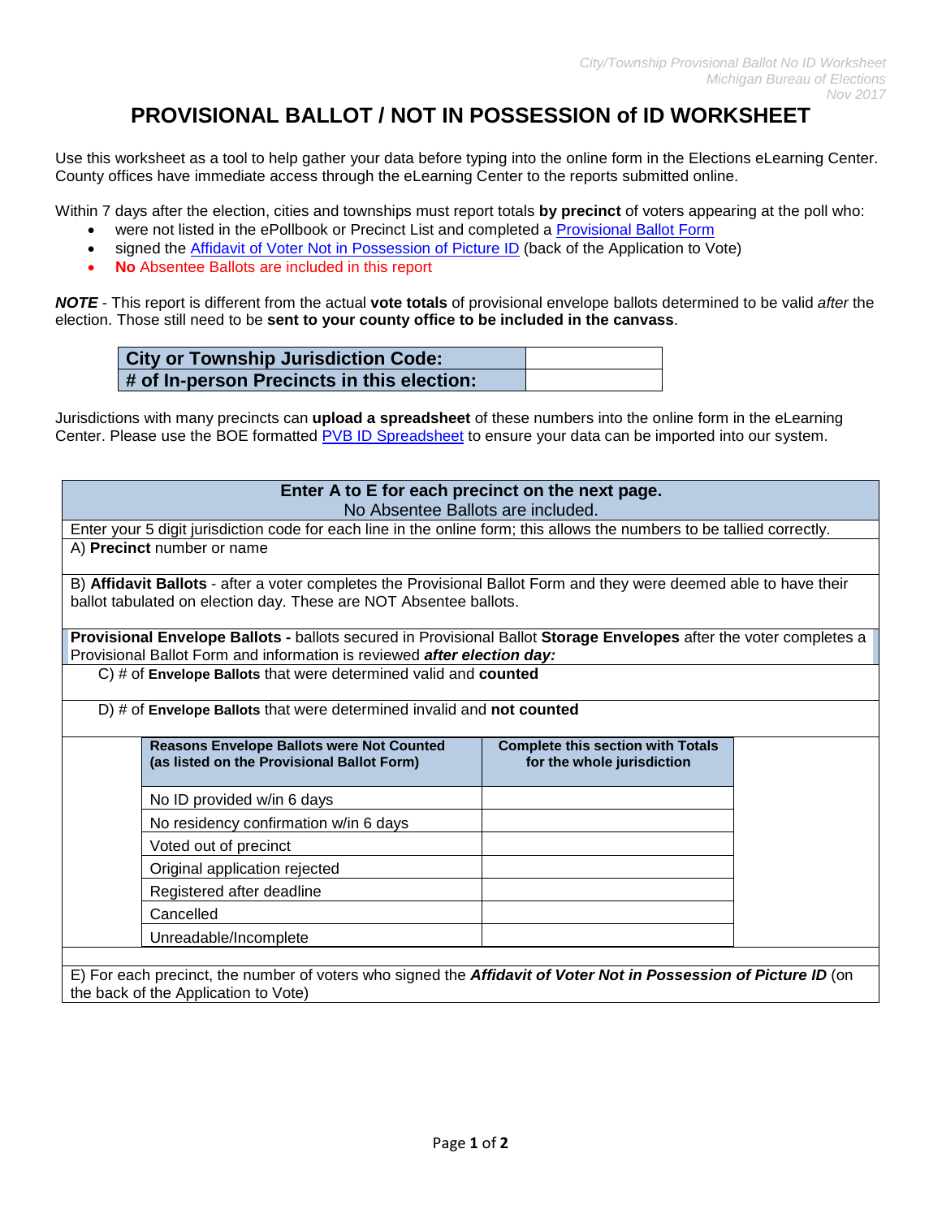City/Township Provisional Ballot No ID Worksheet
Michigan Bureau of Elections
Nov 2017

# PROVISIONAL BALLOT / NOT IN POSSESSION of ID WORKSHEET

Use this worksheet as a tool to help gather your data before typing into the online form in the Elections eLearning Center. County offices have immediate access through the eLearning Center to the reports submitted online.

Within 7 days after the election, cities and townships must report totals **by precinct** of voters appearing at the poll who:

- were not listed in the ePollbook or Precinct List and completed a Provisional Ballot Form
- signed the Affidavit of Voter Not in Possession of Picture ID (back of the Application to Vote)
- **No** Absentee Ballots are included in this report

***NOTE*** - This report is different from the actual **vote totals** of provisional envelope ballots determined to be valid *after* the election. Those still need to be **sent to your county office to be included in the canvass**.

| **City or Township Jurisdiction Code:** | |
|---|---|
| **# of In-person Precincts in this election:** | |

Jurisdictions with many precincts can **upload a spreadsheet** of these numbers into the online form in the eLearning Center. Please use the BOE formatted PVB ID Spreadsheet to ensure your data can be imported into our system.

**Enter A to E for each precinct on the next page.**
No Absentee Ballots are included.

Enter your 5 digit jurisdiction code for each line in the online form; this allows the numbers to be tallied correctly.

A) **Precinct** number or name

B) **Affidavit Ballots** - after a voter completes the Provisional Ballot Form and they were deemed able to have their ballot tabulated on election day. These are NOT Absentee ballots.

**Provisional Envelope Ballots -** ballots secured in Provisional Ballot **Storage Envelopes** after the voter completes a Provisional Ballot Form and information is reviewed ***after election day:***

C) # of **Envelope Ballots** that were determined valid and **counted**

D) # of **Envelope Ballots** that were determined invalid and **not counted**

| Reasons Envelope Ballots were Not Counted (as listed on the Provisional Ballot Form) | Complete this section with Totals for the whole jurisdiction |
|---|---|
| No ID provided w/in 6 days | |
| No residency confirmation w/in 6 days | |
| Voted out of precinct | |
| Original application rejected | |
| Registered after deadline | |
| Cancelled | |
| Unreadable/Incomplete | |

E) For each precinct, the number of voters who signed the ***Affidavit of Voter Not in Possession of Picture ID*** (on the back of the Application to Vote)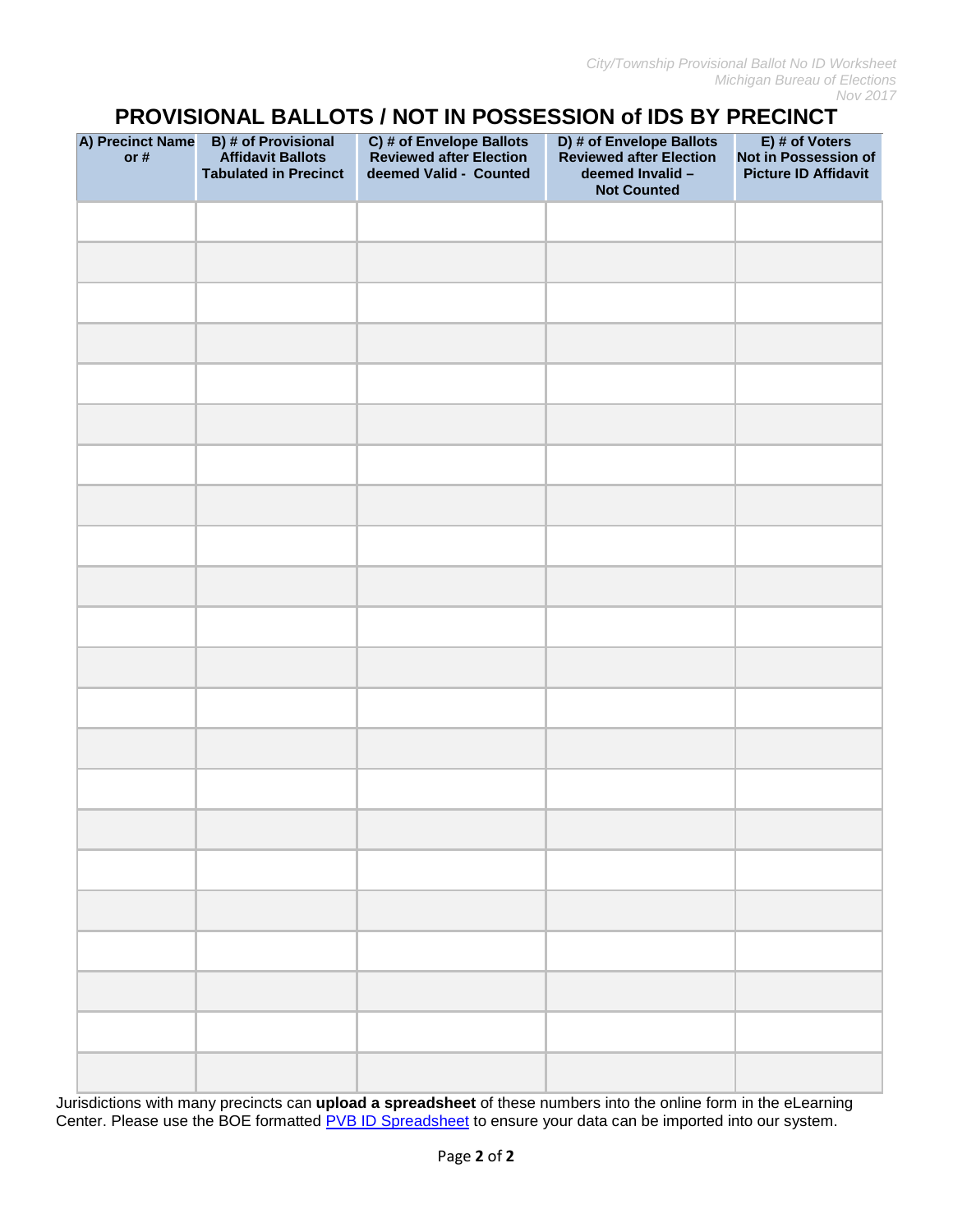# PROVISIONAL BALLOTS / NOT IN POSSESSION of IDS BY PRECINCT

| A) Precinct Name or # | B) # of Provisional Affidavit Ballots Tabulated in Precinct | C) # of Envelope Ballots Reviewed after Election deemed Valid - Counted | D) # of Envelope Ballots Reviewed after Election deemed Invalid – Not Counted | E) # of Voters Not in Possession of Picture ID Affidavit |
|---|---|---|---|---|
| | | | | |
| | | | | |
| | | | | |
| | | | | |
| | | | | |
| | | | | |
| | | | | |
| | | | | |
| | | | | |
| | | | | |
| | | | | |
| | | | | |
| | | | | |
| | | | | |
| | | | | |
| | | | | |
| | | | | |
| | | | | |
| | | | | |
| | | | | |
| | | | | |
| | | | | |

Jurisdictions with many precincts can **upload a spreadsheet** of these numbers into the online form in the eLearning Center. Please use the BOE formatted PVB ID Spreadsheet to ensure your data can be imported into our system.